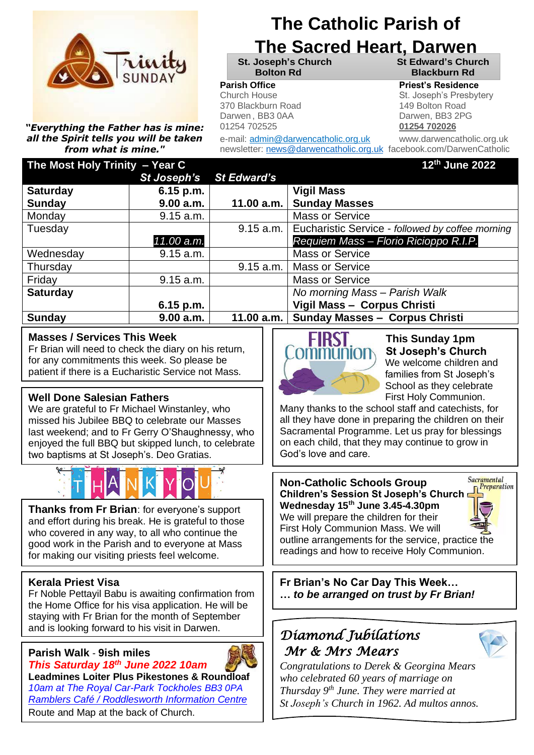Trinity SUNDAY

***"Everything the Father has is mine: all the Spirit tells you will be taken from what is mine."***

# The Catholic Parish of The Sacred Heart, Darwen

| **St. Joseph's Church Bolton Rd** | **St Edward's Church Blackburn Rd** |
|---|---|

**Parish Office**
Church House
370 Blackburn Road
Darwen , BB3 0AA
01254 702525

**Priest's Residence**
St. Joseph's Presbytery
149 Bolton Road
Darwen, BB3 2PG
**01254 702026**

e-mail: admin@darwencatholic.org.uk
newsletter: news@darwencatholic.org.uk
www.darwencatholic.org.uk
facebook.com/DarwenCatholic

| **The Most Holy Trinity – Year C** | ***St Joseph's*** | ***St Edward's*** | **12th June 2022** |
|---|---|---|---|
| **Saturday** | **6.15 p.m.** | | **Vigil Mass** |
| **Sunday** | **9.00 a.m.** | **11.00 a.m.** | **Sunday Masses** |
| Monday | 9.15 a.m. | | Mass or Service |
| Tuesday | | 9.15 a.m. | Eucharistic Service - *followed by coffee morning* |
| | *11.00 a.m.* | | *Requiem Mass – Florio Ricioppo R.I.P.* |
| Wednesday | 9.15 a.m. | | Mass or Service |
| Thursday | | 9.15 a.m. | Mass or Service |
| Friday | 9.15 a.m. | | Mass or Service |
| **Saturday** | | | *No morning Mass – Parish Walk* |
| | **6.15 p.m.** | | **Vigil Mass – Corpus Christi** |
| **Sunday** | **9.00 a.m.** | **11.00 a.m.** | **Sunday Masses – Corpus Christi** |

## Masses / Services This Week
Fr Brian will need to check the diary on his return, for any commitments this week. So please be patient if there is a Eucharistic Service not Mass.

## Well Done Salesian Fathers
We are grateful to Fr Michael Winstanley, who missed his Jubilee BBQ to celebrate our Masses last weekend; and to Fr Gerry O'Shaughnessy, who enjoyed the full BBQ but skipped lunch, to celebrate two baptisms at St Joseph's. Deo Gratias.

THANK YOU

**Thanks from Fr Brian**: for everyone's support and effort during his break. He is grateful to those who covered in any way, to all who continue the good work in the Parish and to everyone at Mass for making our visiting priests feel welcome.

## Kerala Priest Visa
Fr Noble Pettayil Babu is awaiting confirmation from the Home Office for his visa application. He will be staying with Fr Brian for the month of September and is looking forward to his visit in Darwen.

## Parish Walk - 9ish miles
***This Saturday 18th June 2022 10am***
**Leadmines Loiter Plus Pikestones & Roundloaf**
*10am at The Royal Car-Park Tockholes BB3 0PA*
*Ramblers Café / Roddlesworth Information Centre*
Route and Map at the back of Church.

## FIRST Communion
**This Sunday 1pm**
**St Joseph's Church**
We welcome children and families from St Joseph's School as they celebrate First Holy Communion.
Many thanks to the school staff and catechists, for all they have done in preparing the children on their Sacramental Programme. Let us pray for blessings on each child, that they may continue to grow in God's love and care.

## Non-Catholic Schools Group
*Sacramental Preparation*
**Children's Session St Joseph's Church**
**Wednesday 15th June 3.45-4.30pm**
We will prepare the children for their First Holy Communion Mass. We will outline arrangements for the service, practice the readings and how to receive Holy Communion.

## Fr Brian's No Car Day This Week…
***… to be arranged on trust by Fr Brian!***

## *Diamond Jubilations*
## *Mr & Mrs Mears*
*Congratulations to Derek & Georgina Mears who celebrated 60 years of marriage on Thursday 9th June. They were married at St Joseph's Church in 1962. Ad multos annos.*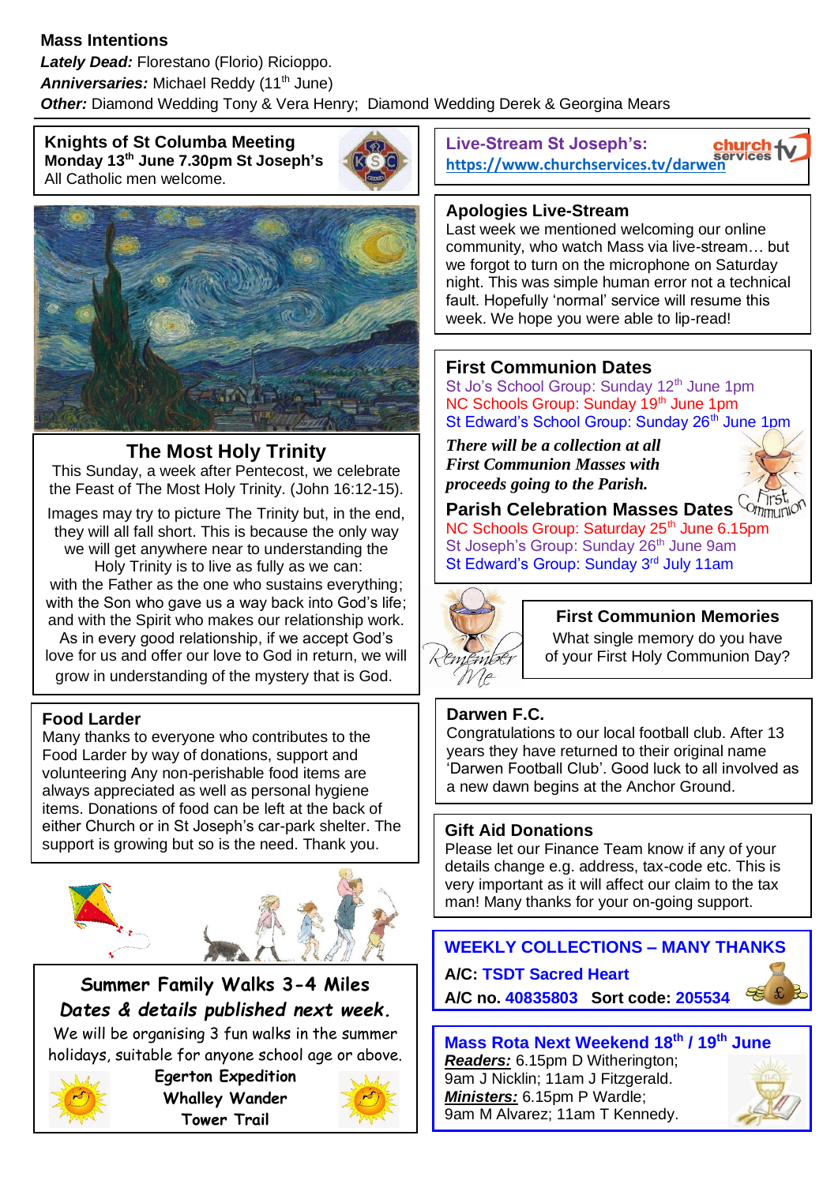## Mass Intentions

***Lately Dead:*** Florestano (Florio) Ricioppo.
***Anniversaries:*** Michael Reddy (11th June)
***Other:*** Diamond Wedding Tony & Vera Henry; Diamond Wedding Derek & Georgina Mears

**Knights of St Columba Meeting**
**Monday 13th June 7.30pm St Joseph's**
All Catholic men welcome.

### The Most Holy Trinity

This Sunday, a week after Pentecost, we celebrate the Feast of The Most Holy Trinity. (John 16:12-15).

Images may try to picture The Trinity but, in the end, they will all fall short. This is because the only way we will get anywhere near to understanding the Holy Trinity is to live as fully as we can:
with the Father as the one who sustains everything;
with the Son who gave us a way back into God's life;
and with the Spirit who makes our relationship work.
As in every good relationship, if we accept God's love for us and offer our love to God in return, we will grow in understanding of the mystery that is God.

### Food Larder

Many thanks to everyone who contributes to the Food Larder by way of donations, support and volunteering Any non-perishable food items are always appreciated as well as personal hygiene items. Donations of food can be left at the back of either Church or in St Joseph's car-park shelter. The support is growing but so is the need. Thank you.

### Summer Family Walks 3-4 Miles
***Dates & details published next week.***

We will be organising 3 fun walks in the summer holidays, suitable for anyone school age or above.

**Egerton Expedition**
**Whalley Wander**
**Tower Trail**

### Live-Stream St Joseph's:
https://www.churchservices.tv/darwen

### Apologies Live-Stream

Last week we mentioned welcoming our online community, who watch Mass via live-stream… but we forgot to turn on the microphone on Saturday night. This was simple human error not a technical fault. Hopefully 'normal' service will resume this week. We hope you were able to lip-read!

### First Communion Dates

St Jo's School Group: Sunday 12th June 1pm
NC Schools Group: Sunday 19th June 1pm
St Edward's School Group: Sunday 26th June 1pm

***There will be a collection at all First Communion Masses with proceeds going to the Parish.***

### Parish Celebration Masses Dates

NC Schools Group: Saturday 25th June 6.15pm
St Joseph's Group: Sunday 26th June 9am
St Edward's Group: Sunday 3rd July 11am

### First Communion Memories

What single memory do you have of your First Holy Communion Day?

### Darwen F.C.

Congratulations to our local football club. After 13 years they have returned to their original name 'Darwen Football Club'. Good luck to all involved as a new dawn begins at the Anchor Ground.

### Gift Aid Donations

Please let our Finance Team know if any of your details change e.g. address, tax-code etc. This is very important as it will affect our claim to the tax man! Many thanks for your on-going support.

### WEEKLY COLLECTIONS – MANY THANKS

**A/C:** TSDT Sacred Heart
**A/C no.** 40835803 **Sort code:** 205534

### Mass Rota Next Weekend 18th / 19th June

***Readers:*** 6.15pm D Witherington;
9am J Nicklin; 11am J Fitzgerald.
***Ministers:*** 6.15pm P Wardle;
9am M Alvarez; 11am T Kennedy.